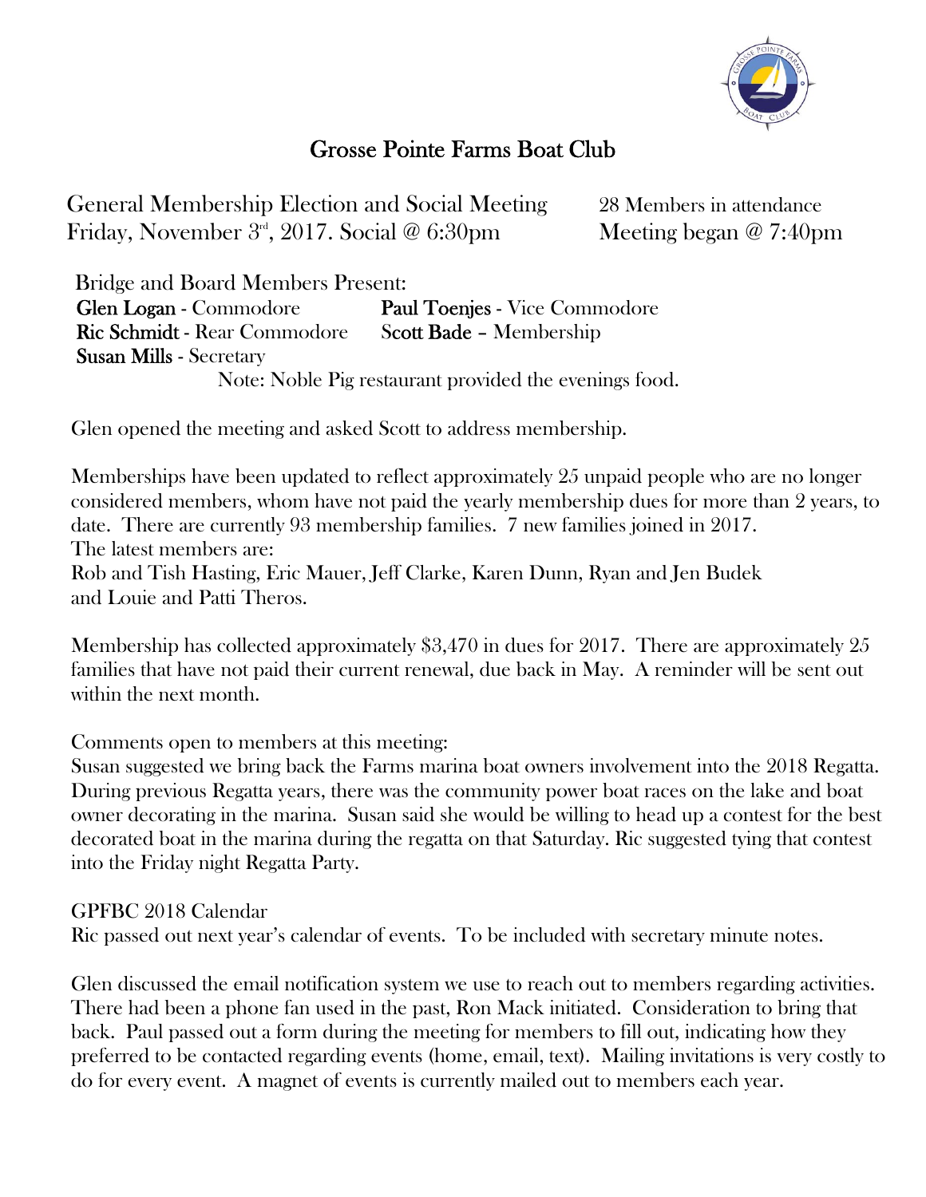# Grosse Pointe Farms Boat Club

General Membership Election and Social Meeting
Friday, November 3rd, 2017. Social @ 6:30pm

28 Members in attendance
Meeting began @ 7:40pm

Bridge and Board Members Present:

**Glen Logan** - Commodore
**Paul Toenjes** - Vice Commodore
**Ric Schmidt** - Rear Commodore
**Scott Bade** – Membership
**Susan Mills** - Secretary

Note: Noble Pig restaurant provided the evenings food.

Glen opened the meeting and asked Scott to address membership.

Memberships have been updated to reflect approximately 25 unpaid people who are no longer considered members, whom have not paid the yearly membership dues for more than 2 years, to date. There are currently 93 membership families. 7 new families joined in 2017.
The latest members are:
Rob and Tish Hasting, Eric Mauer, Jeff Clarke, Karen Dunn, Ryan and Jen Budek and Louie and Patti Theros.

Membership has collected approximately $3,470 in dues for 2017. There are approximately 25 families that have not paid their current renewal, due back in May. A reminder will be sent out within the next month.

Comments open to members at this meeting:
Susan suggested we bring back the Farms marina boat owners involvement into the 2018 Regatta. During previous Regatta years, there was the community power boat races on the lake and boat owner decorating in the marina. Susan said she would be willing to head up a contest for the best decorated boat in the marina during the regatta on that Saturday. Ric suggested tying that contest into the Friday night Regatta Party.

GPFBC 2018 Calendar
Ric passed out next year's calendar of events. To be included with secretary minute notes.

Glen discussed the email notification system we use to reach out to members regarding activities. There had been a phone fan used in the past, Ron Mack initiated. Consideration to bring that back. Paul passed out a form during the meeting for members to fill out, indicating how they preferred to be contacted regarding events (home, email, text). Mailing invitations is very costly to do for every event. A magnet of events is currently mailed out to members each year.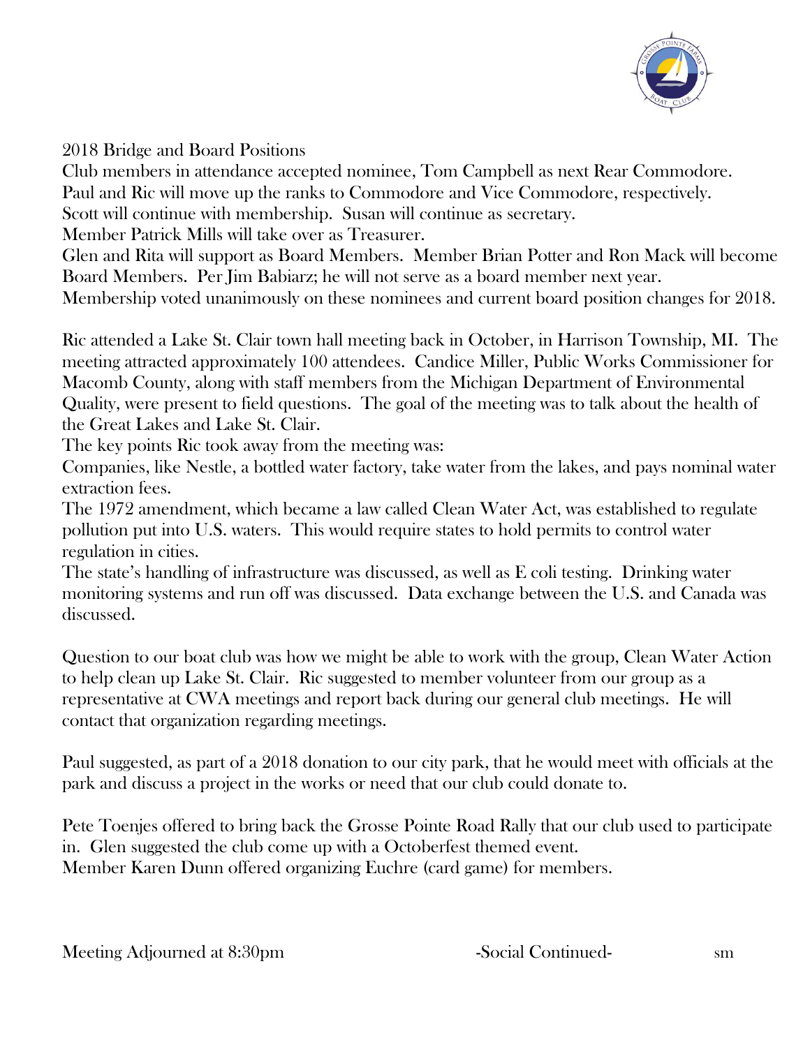2018 Bridge and Board Positions

Club members in attendance accepted nominee, Tom Campbell as next Rear Commodore.
Paul and Ric will move up the ranks to Commodore and Vice Commodore, respectively.
Scott will continue with membership. Susan will continue as secretary.
Member Patrick Mills will take over as Treasurer.
Glen and Rita will support as Board Members. Member Brian Potter and Ron Mack will become Board Members. Per Jim Babiarz; he will not serve as a board member next year.
Membership voted unanimously on these nominees and current board position changes for 2018.

Ric attended a Lake St. Clair town hall meeting back in October, in Harrison Township, MI. The meeting attracted approximately 100 attendees. Candice Miller, Public Works Commissioner for Macomb County, along with staff members from the Michigan Department of Environmental Quality, were present to field questions. The goal of the meeting was to talk about the health of the Great Lakes and Lake St. Clair.
The key points Ric took away from the meeting was:
Companies, like Nestle, a bottled water factory, take water from the lakes, and pays nominal water extraction fees.
The 1972 amendment, which became a law called Clean Water Act, was established to regulate pollution put into U.S. waters. This would require states to hold permits to control water regulation in cities.
The state's handling of infrastructure was discussed, as well as E coli testing. Drinking water monitoring systems and run off was discussed. Data exchange between the U.S. and Canada was discussed.

Question to our boat club was how we might be able to work with the group, Clean Water Action to help clean up Lake St. Clair. Ric suggested to member volunteer from our group as a representative at CWA meetings and report back during our general club meetings. He will contact that organization regarding meetings.

Paul suggested, as part of a 2018 donation to our city park, that he would meet with officials at the park and discuss a project in the works or need that our club could donate to.

Pete Toenjes offered to bring back the Grosse Pointe Road Rally that our club used to participate in. Glen suggested the club come up with a Octoberfest themed event.
Member Karen Dunn offered organizing Euchre (card game) for members.

Meeting Adjourned at 8:30pm -Social Continued- sm